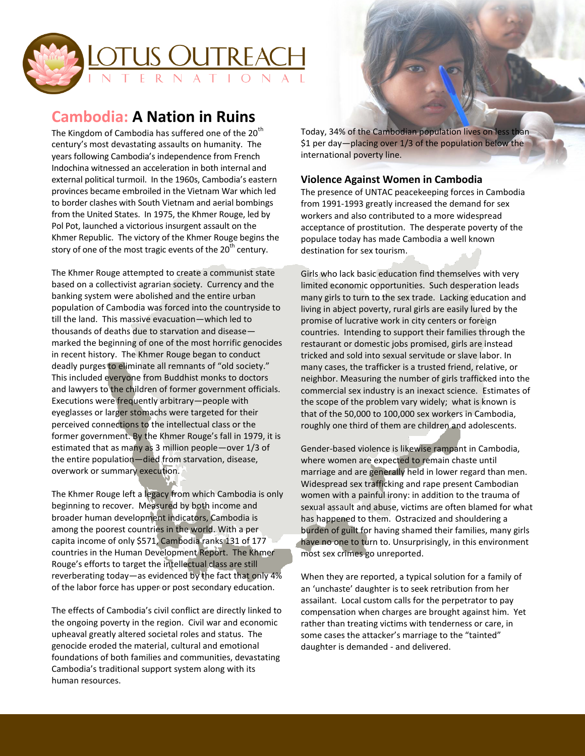# Lotus Outreach International

## Cambodia: A Nation in Ruins

The Kingdom of Cambodia has suffered one of the 20th century's most devastating assaults on humanity. The years following Cambodia's independence from French Indochina witnessed an acceleration in both internal and external political turmoil. In the 1960s, Cambodia's eastern provinces became embroiled in the Vietnam War which led to border clashes with South Vietnam and aerial bombings from the United States. In 1975, the Khmer Rouge, led by Pol Pot, launched a victorious insurgent assault on the Khmer Republic. The victory of the Khmer Rouge begins the story of one of the most tragic events of the 20th century.

The Khmer Rouge attempted to create a communist state based on a collectivist agrarian society. Currency and the banking system were abolished and the entire urban population of Cambodia was forced into the countryside to till the land. This massive evacuation—which led to thousands of deaths due to starvation and disease—marked the beginning of one of the most horrific genocides in recent history. The Khmer Rouge began to conduct deadly purges to eliminate all remnants of "old society." This included everyone from Buddhist monks to doctors and lawyers to the children of former government officials. Executions were frequently arbitrary—people with eyeglasses or larger stomachs were targeted for their perceived connections to the intellectual class or the former government. By the Khmer Rouge's fall in 1979, it is estimated that as many as 3 million people—over 1/3 of the entire population—died from starvation, disease, overwork or summary execution.

The Khmer Rouge left a legacy from which Cambodia is only beginning to recover. Measured by both income and broader human development indicators, Cambodia is among the poorest countries in the world. With a per capita income of only $571, Cambodia ranks 131 of 177 countries in the Human Development Report. The Khmer Rouge's efforts to target the intellectual class are still reverberating today—as evidenced by the fact that only 4% of the labor force has upper or post secondary education.

The effects of Cambodia's civil conflict are directly linked to the ongoing poverty in the region. Civil war and economic upheaval greatly altered societal roles and status. The genocide eroded the material, cultural and emotional foundations of both families and communities, devastating Cambodia's traditional support system along with its human resources.

Today, 34% of the Cambodian population lives on less than $1 per day—placing over 1/3 of the population below the international poverty line.

### Violence Against Women in Cambodia

The presence of UNTAC peacekeeping forces in Cambodia from 1991-1993 greatly increased the demand for sex workers and also contributed to a more widespread acceptance of prostitution. The desperate poverty of the populace today has made Cambodia a well known destination for sex tourism.

Girls who lack basic education find themselves with very limited economic opportunities. Such desperation leads many girls to turn to the sex trade. Lacking education and living in abject poverty, rural girls are easily lured by the promise of lucrative work in city centers or foreign countries. Intending to support their families through the restaurant or domestic jobs promised, girls are instead tricked and sold into sexual servitude or slave labor. In many cases, the trafficker is a trusted friend, relative, or neighbor. Measuring the number of girls trafficked into the commercial sex industry is an inexact science. Estimates of the scope of the problem vary widely; what is known is that of the 50,000 to 100,000 sex workers in Cambodia, roughly one third of them are children and adolescents.

Gender-based violence is likewise rampant in Cambodia, where women are expected to remain chaste until marriage and are generally held in lower regard than men. Widespread sex trafficking and rape present Cambodian women with a painful irony: in addition to the trauma of sexual assault and abuse, victims are often blamed for what has happened to them. Ostracized and shouldering a burden of guilt for having shamed their families, many girls have no one to turn to. Unsurprisingly, in this environment most sex crimes go unreported.

When they are reported, a typical solution for a family of an 'unchaste' daughter is to seek retribution from her assailant. Local custom calls for the perpetrator to pay compensation when charges are brought against him. Yet rather than treating victims with tenderness or care, in some cases the attacker's marriage to the "tainted" daughter is demanded - and delivered.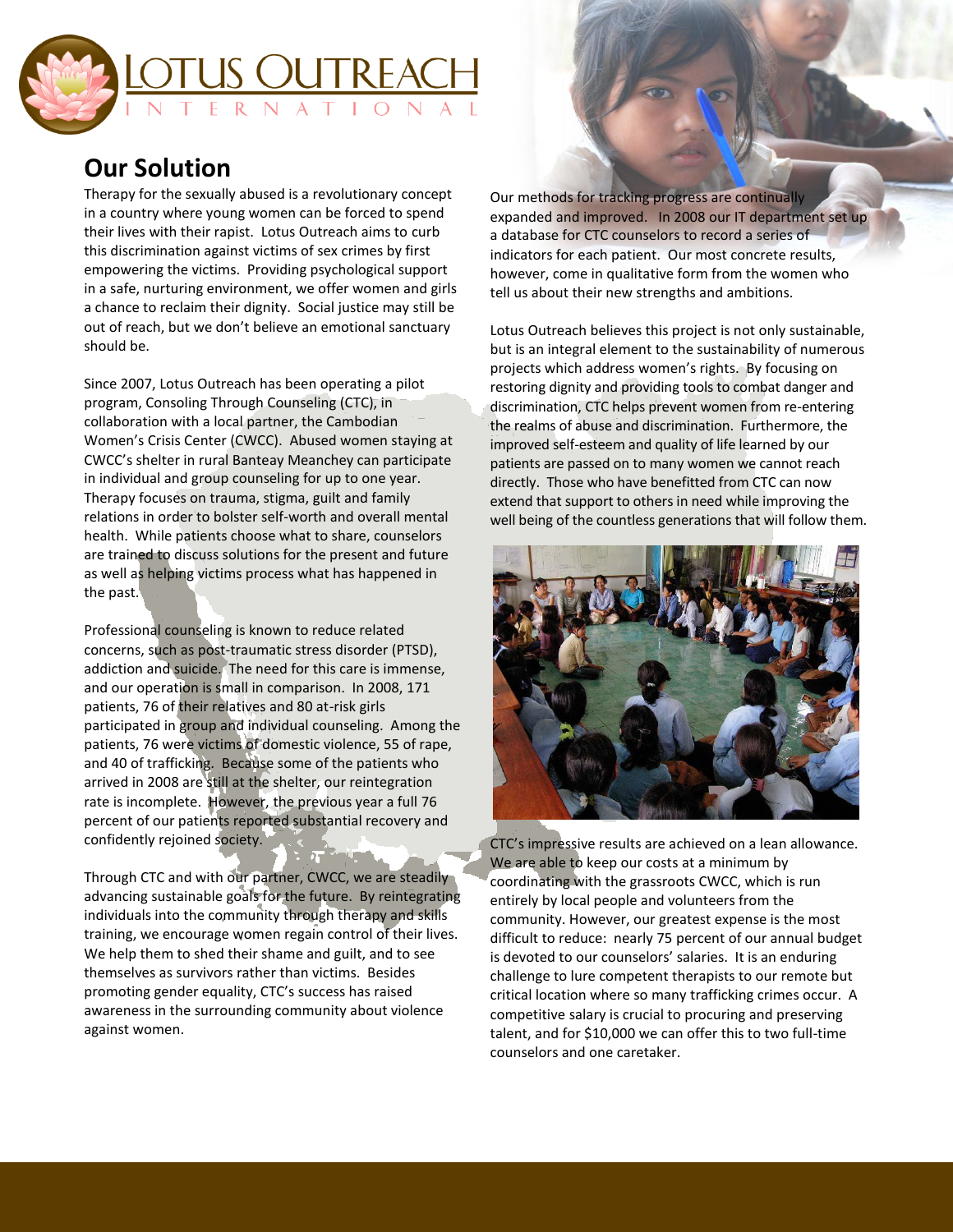# Lotus Outreach International

## Our Solution

Therapy for the sexually abused is a revolutionary concept in a country where young women can be forced to spend their lives with their rapist. Lotus Outreach aims to curb this discrimination against victims of sex crimes by first empowering the victims. Providing psychological support in a safe, nurturing environment, we offer women and girls a chance to reclaim their dignity. Social justice may still be out of reach, but we don't believe an emotional sanctuary should be.

Since 2007, Lotus Outreach has been operating a pilot program, Consoling Through Counseling (CTC), in collaboration with a local partner, the Cambodian Women's Crisis Center (CWCC). Abused women staying at CWCC's shelter in rural Banteay Meanchey can participate in individual and group counseling for up to one year. Therapy focuses on trauma, stigma, guilt and family relations in order to bolster self-worth and overall mental health. While patients choose what to share, counselors are trained to discuss solutions for the present and future as well as helping victims process what has happened in the past.

Professional counseling is known to reduce related concerns, such as post-traumatic stress disorder (PTSD), addiction and suicide. The need for this care is immense, and our operation is small in comparison. In 2008, 171 patients, 76 of their relatives and 80 at-risk girls participated in group and individual counseling. Among the patients, 76 were victims of domestic violence, 55 of rape, and 40 of trafficking. Because some of the patients who arrived in 2008 are still at the shelter, our reintegration rate is incomplete. However, the previous year a full 76 percent of our patients reported substantial recovery and confidently rejoined society.

Through CTC and with our partner, CWCC, we are steadily advancing sustainable goals for the future. By reintegrating individuals into the community through therapy and skills training, we encourage women regain control of their lives. We help them to shed their shame and guilt, and to see themselves as survivors rather than victims. Besides promoting gender equality, CTC's success has raised awareness in the surrounding community about violence against women.

Our methods for tracking progress are continually expanded and improved. In 2008 our IT department set up a database for CTC counselors to record a series of indicators for each patient. Our most concrete results, however, come in qualitative form from the women who tell us about their new strengths and ambitions.

Lotus Outreach believes this project is not only sustainable, but is an integral element to the sustainability of numerous projects which address women's rights. By focusing on restoring dignity and providing tools to combat danger and discrimination, CTC helps prevent women from re-entering the realms of abuse and discrimination. Furthermore, the improved self-esteem and quality of life learned by our patients are passed on to many women we cannot reach directly. Those who have benefitted from CTC can now extend that support to others in need while improving the well being of the countless generations that will follow them.

CTC's impressive results are achieved on a lean allowance. We are able to keep our costs at a minimum by coordinating with the grassroots CWCC, which is run entirely by local people and volunteers from the community. However, our greatest expense is the most difficult to reduce: nearly 75 percent of our annual budget is devoted to our counselors' salaries. It is an enduring challenge to lure competent therapists to our remote but critical location where so many trafficking crimes occur. A competitive salary is crucial to procuring and preserving talent, and for $10,000 we can offer this to two full-time counselors and one caretaker.